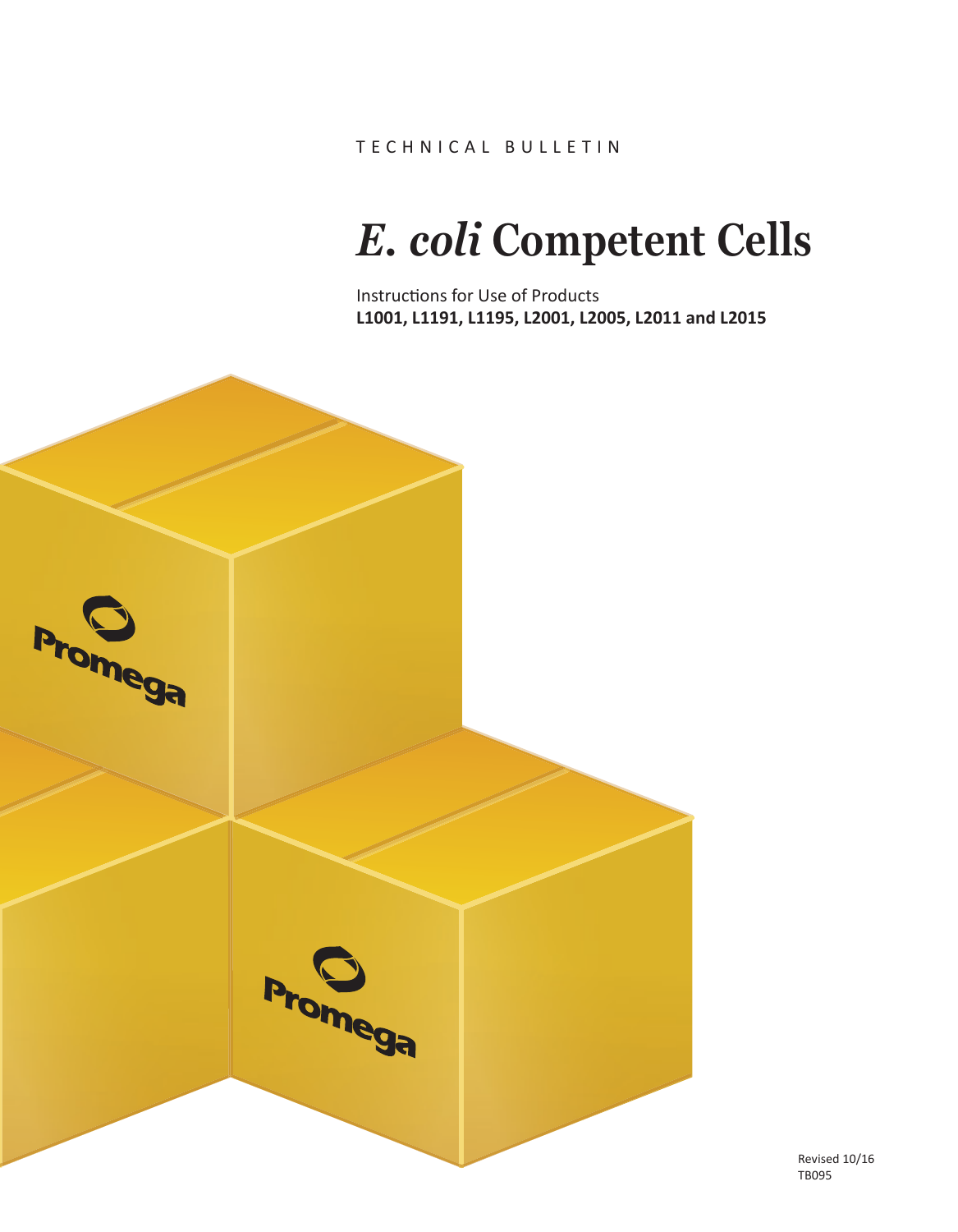TECHNICAL BULLETIN

# *E. coli* Competent Cells

Instructions for Use of Products
**L1001, L1191, L1195, L2001, L2005, L2011 and L2015**

Revised 10/16
TB095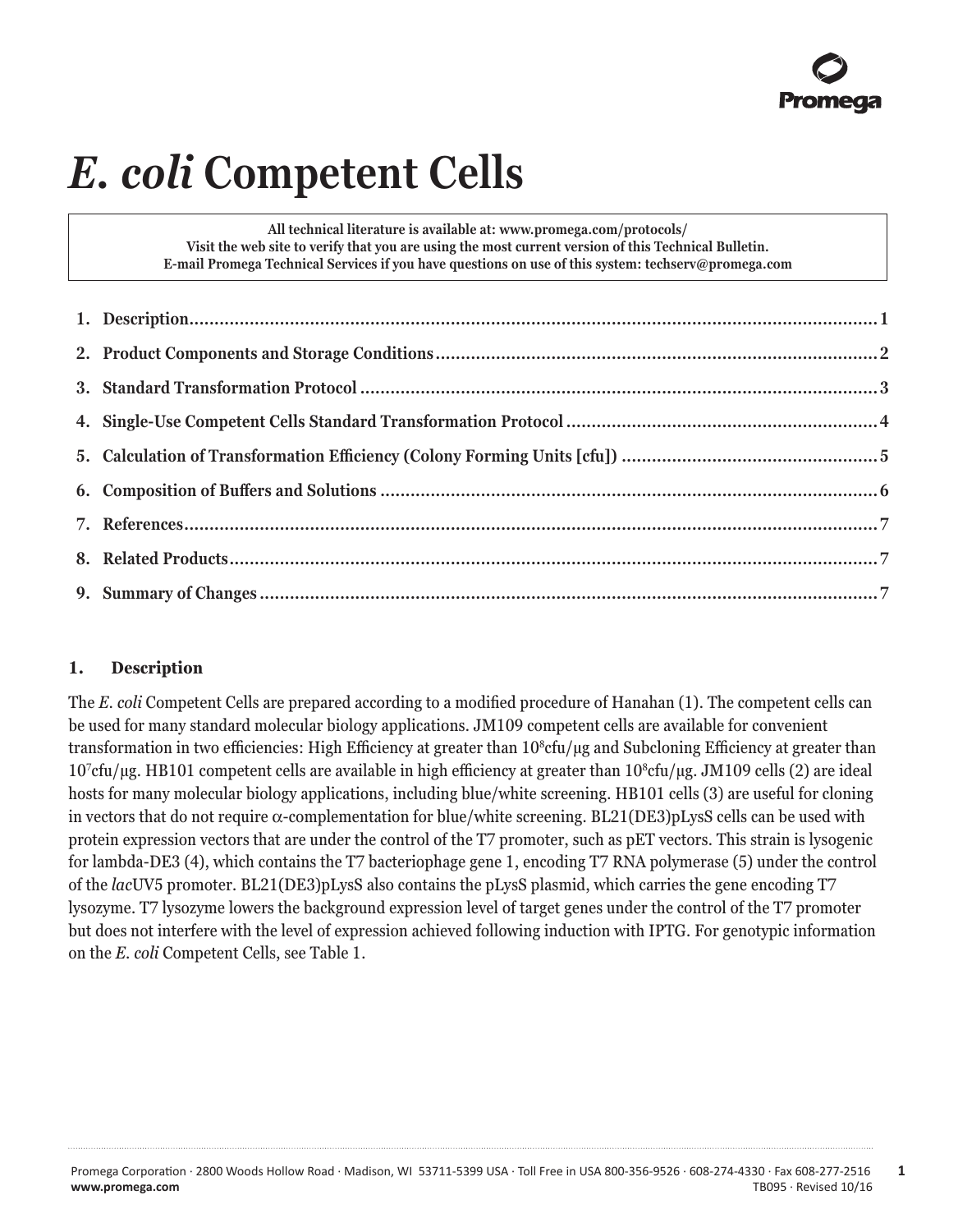# *E. coli* Competent Cells

All technical literature is available at: www.promega.com/protocols/
Visit the web site to verify that you are using the most current version of this Technical Bulletin.
E-mail Promega Technical Services if you have questions on use of this system: techserv@promega.com

1. Description.......................................................................1
2. Product Components and Storage Conditions.............................2
3. Standard Transformation Protocol..............................................3
4. Single-Use Competent Cells Standard Transformation Protocol........4
5. Calculation of Transformation Efficiency (Colony Forming Units [cfu])........5
6. Composition of Buffers and Solutions.........................................6
7. References.......................................................................7
8. Related Products.................................................................7
9. Summary of Changes...........................................................7

## 1. Description

The *E. coli* Competent Cells are prepared according to a modified procedure of Hanahan (1). The competent cells can be used for many standard molecular biology applications. JM109 competent cells are available for convenient transformation in two efficiencies: High Efficiency at greater than $10^8$cfu/µg and Subcloning Efficiency at greater than $10^7$cfu/µg. HB101 competent cells are available in high efficiency at greater than $10^8$cfu/µg. JM109 cells (2) are ideal hosts for many molecular biology applications, including blue/white screening. HB101 cells (3) are useful for cloning in vectors that do not require $\alpha$-complementation for blue/white screening. BL21(DE3)pLysS cells can be used with protein expression vectors that are under the control of the T7 promoter, such as pET vectors. This strain is lysogenic for lambda-DE3 (4), which contains the T7 bacteriophage gene 1, encoding T7 RNA polymerase (5) under the control of the *lac*UV5 promoter. BL21(DE3)pLysS also contains the pLysS plasmid, which carries the gene encoding T7 lysozyme. T7 lysozyme lowers the background expression level of target genes under the control of the T7 promoter but does not interfere with the level of expression achieved following induction with IPTG. For genotypic information on the *E. coli* Competent Cells, see Table 1.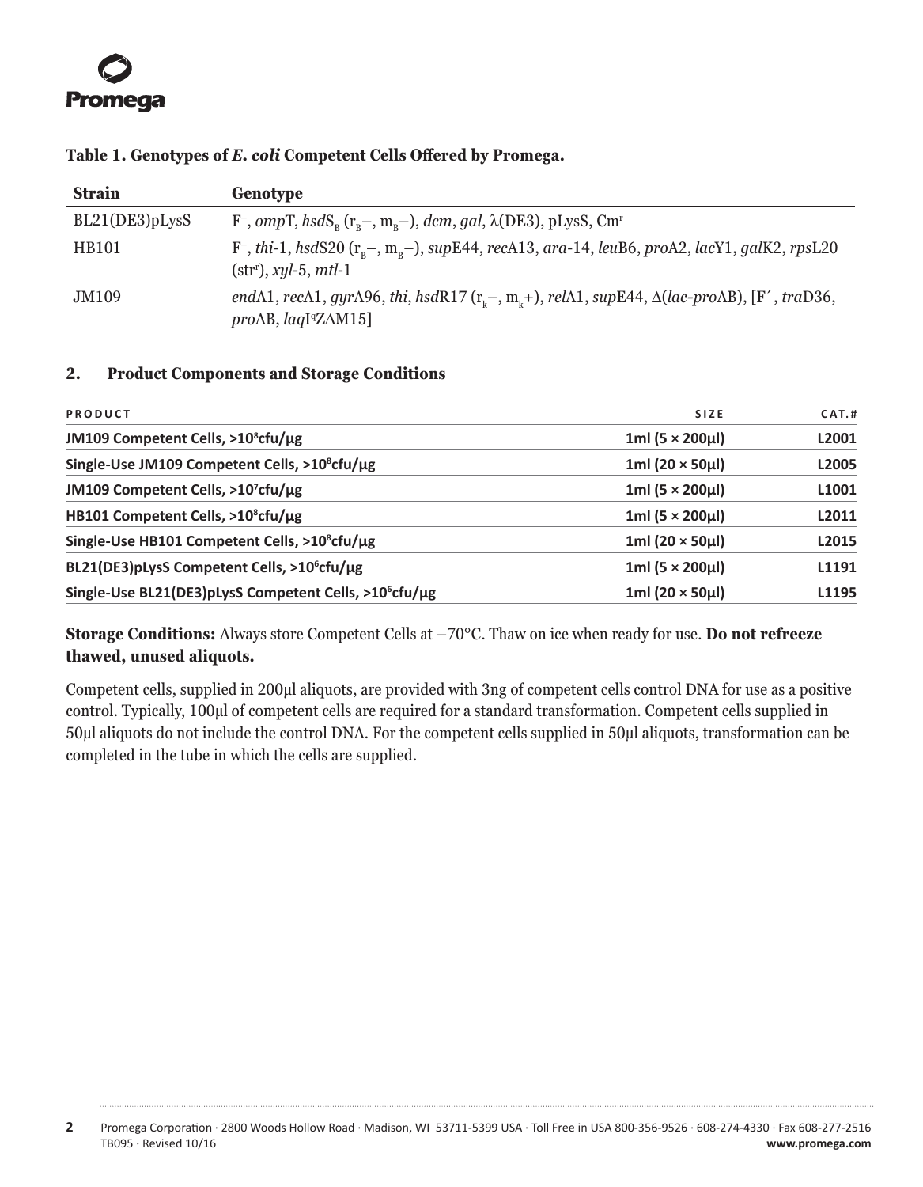**Table 1. Genotypes of *E. coli* Competent Cells Offered by Promega.**

| Strain | Genotype |
|---|---|
| BL21(DE3)pLysS | $F^{-}$, *omp*T, *hsd*$S_B$ ($r_B$–, $m_B$–), *dcm*, *gal*, λ(DE3), pLysS, $Cm^r$ |
| HB101 | $F^{-}$, *thi*-1, *hsd*S20 ($r_B$–, $m_B$–), *sup*E44, *rec*A13, *ara*-14, *leu*B6, *pro*A2, *lac*Y1, *gal*K2, *rps*L20 ($str^r$), *xyl*-5, *mtl*-1 |
| JM109 | *end*A1, *rec*A1, *gyr*A96, *thi*, *hsd*R17 ($r_k$–, $m_k$+), *rel*A1, *sup*E44, Δ(*lac-pro*AB), [F´, *tra*D36, *pro*AB, *laq*$I^q$ZΔM15] |

## 2. Product Components and Storage Conditions

| PRODUCT | SIZE | CAT.# |
|---|---|---|
| **JM109 Competent Cells, >$10^8$cfu/µg** | **1ml (5 × 200µl)** | **L2001** |
| **Single-Use JM109 Competent Cells, >$10^8$cfu/µg** | **1ml (20 × 50µl)** | **L2005** |
| **JM109 Competent Cells, >$10^7$cfu/µg** | **1ml (5 × 200µl)** | **L1001** |
| **HB101 Competent Cells, >$10^8$cfu/µg** | **1ml (5 × 200µl)** | **L2011** |
| **Single-Use HB101 Competent Cells, >$10^8$cfu/µg** | **1ml (20 × 50µl)** | **L2015** |
| **BL21(DE3)pLysS Competent Cells, >$10^6$cfu/µg** | **1ml (5 × 200µl)** | **L1191** |
| **Single-Use BL21(DE3)pLysS Competent Cells, >$10^6$cfu/µg** | **1ml (20 × 50µl)** | **L1195** |

**Storage Conditions:** Always store Competent Cells at –70°C. Thaw on ice when ready for use. **Do not refreeze thawed, unused aliquots.**

Competent cells, supplied in 200µl aliquots, are provided with 3ng of competent cells control DNA for use as a positive control. Typically, 100µl of competent cells are required for a standard transformation. Competent cells supplied in 50µl aliquots do not include the control DNA. For the competent cells supplied in 50µl aliquots, transformation can be completed in the tube in which the cells are supplied.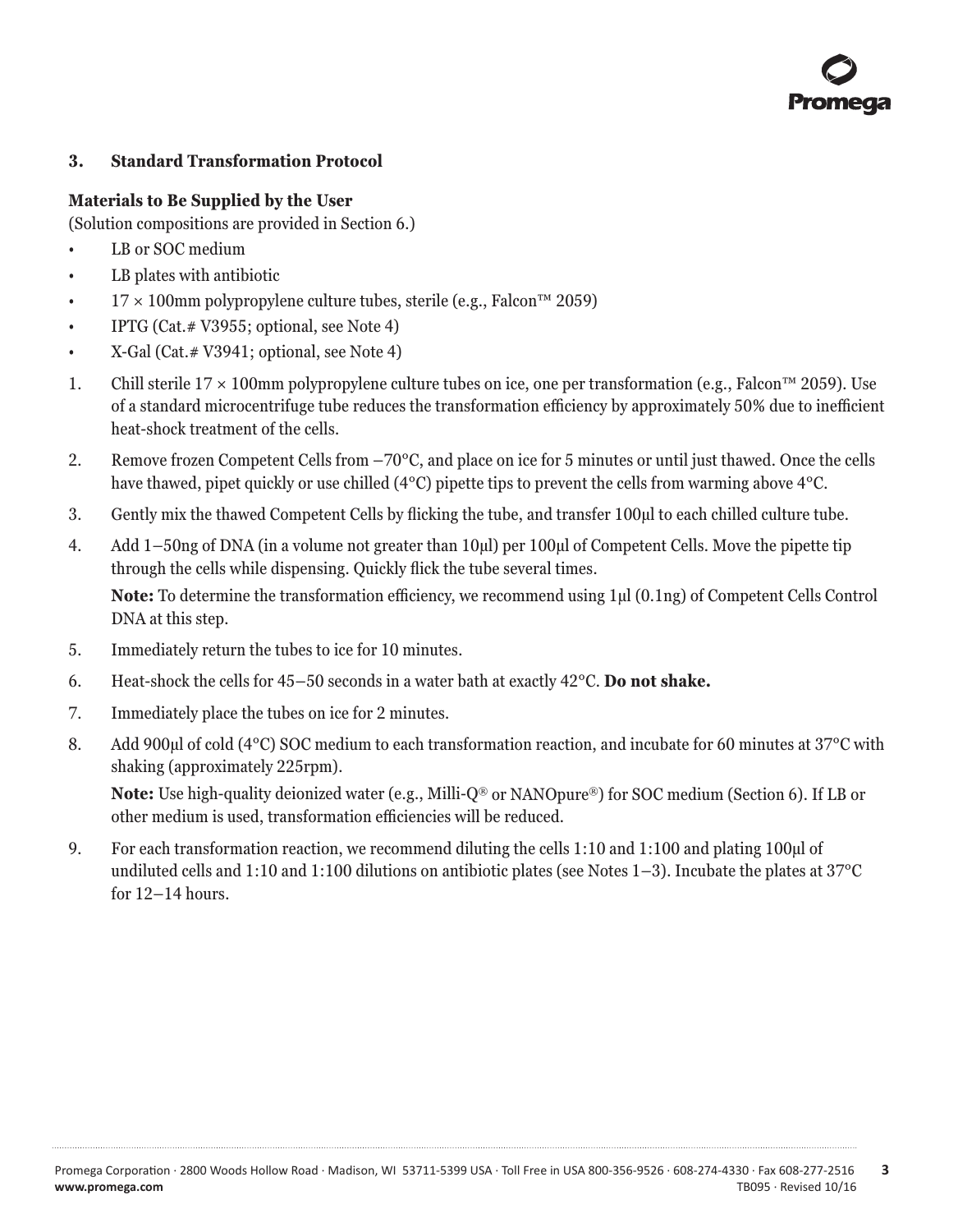## 3. Standard Transformation Protocol

### Materials to Be Supplied by the User

(Solution compositions are provided in Section 6.)

- LB or SOC medium
- LB plates with antibiotic
- 17 × 100mm polypropylene culture tubes, sterile (e.g., Falcon™ 2059)
- IPTG (Cat.# V3955; optional, see Note 4)
- X-Gal (Cat.# V3941; optional, see Note 4)

1. Chill sterile 17 × 100mm polypropylene culture tubes on ice, one per transformation (e.g., Falcon™ 2059). Use of a standard microcentrifuge tube reduces the transformation efficiency by approximately 50% due to inefficient heat-shock treatment of the cells.
2. Remove frozen Competent Cells from –70°C, and place on ice for 5 minutes or until just thawed. Once the cells have thawed, pipet quickly or use chilled (4°C) pipette tips to prevent the cells from warming above 4°C.
3. Gently mix the thawed Competent Cells by flicking the tube, and transfer 100µl to each chilled culture tube.
4. Add 1–50ng of DNA (in a volume not greater than 10µl) per 100µl of Competent Cells. Move the pipette tip through the cells while dispensing. Quickly flick the tube several times.

   **Note:** To determine the transformation efficiency, we recommend using 1µl (0.1ng) of Competent Cells Control DNA at this step.
5. Immediately return the tubes to ice for 10 minutes.
6. Heat-shock the cells for 45–50 seconds in a water bath at exactly 42°C. **Do not shake.**
7. Immediately place the tubes on ice for 2 minutes.
8. Add 900µl of cold (4°C) SOC medium to each transformation reaction, and incubate for 60 minutes at 37°C with shaking (approximately 225rpm).

   **Note:** Use high-quality deionized water (e.g., Milli-Q® or NANOpure®) for SOC medium (Section 6). If LB or other medium is used, transformation efficiencies will be reduced.
9. For each transformation reaction, we recommend diluting the cells 1:10 and 1:100 and plating 100µl of undiluted cells and 1:10 and 1:100 dilutions on antibiotic plates (see Notes 1–3). Incubate the plates at 37°C for 12–14 hours.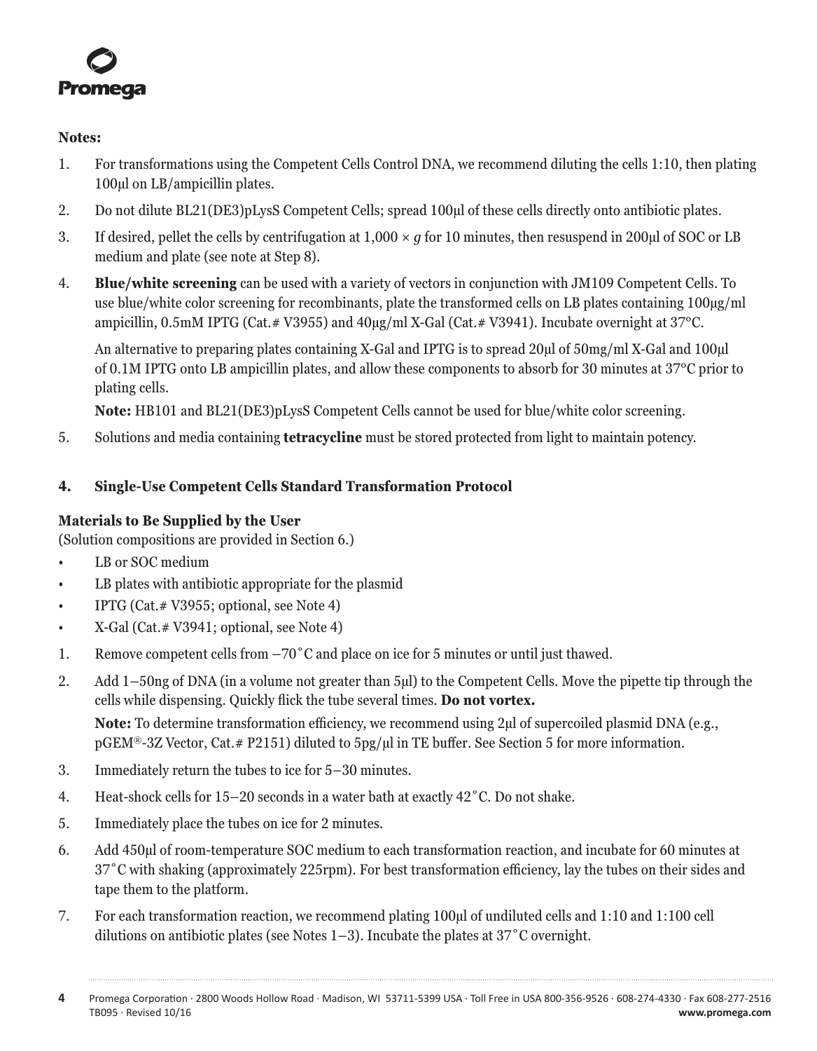**Notes:**

1. For transformations using the Competent Cells Control DNA, we recommend diluting the cells 1:10, then plating 100µl on LB/ampicillin plates.
2. Do not dilute BL21(DE3)pLysS Competent Cells; spread 100µl of these cells directly onto antibiotic plates.
3. If desired, pellet the cells by centrifugation at 1,000 × *g* for 10 minutes, then resuspend in 200µl of SOC or LB medium and plate (see note at Step 8).
4. **Blue/white screening** can be used with a variety of vectors in conjunction with JM109 Competent Cells. To use blue/white color screening for recombinants, plate the transformed cells on LB plates containing 100µg/ml ampicillin, 0.5mM IPTG (Cat.# V3955) and 40µg/ml X-Gal (Cat.# V3941). Incubate overnight at 37°C.

   An alternative to preparing plates containing X-Gal and IPTG is to spread 20µl of 50mg/ml X-Gal and 100µl of 0.1M IPTG onto LB ampicillin plates, and allow these components to absorb for 30 minutes at 37°C prior to plating cells.

   **Note:** HB101 and BL21(DE3)pLysS Competent Cells cannot be used for blue/white color screening.
5. Solutions and media containing **tetracycline** must be stored protected from light to maintain potency.

## 4. Single-Use Competent Cells Standard Transformation Protocol

**Materials to Be Supplied by the User**
(Solution compositions are provided in Section 6.)

- LB or SOC medium
- LB plates with antibiotic appropriate for the plasmid
- IPTG (Cat.# V3955; optional, see Note 4)
- X-Gal (Cat.# V3941; optional, see Note 4)

1. Remove competent cells from –70°C and place on ice for 5 minutes or until just thawed.
2. Add 1–50ng of DNA (in a volume not greater than 5µl) to the Competent Cells. Move the pipette tip through the cells while dispensing. Quickly flick the tube several times. **Do not vortex.**

   **Note:** To determine transformation efficiency, we recommend using 2µl of supercoiled plasmid DNA (e.g., pGEM®-3Z Vector, Cat.# P2151) diluted to 5pg/µl in TE buffer. See Section 5 for more information.
3. Immediately return the tubes to ice for 5–30 minutes.
4. Heat-shock cells for 15–20 seconds in a water bath at exactly 42°C. Do not shake.
5. Immediately place the tubes on ice for 2 minutes.
6. Add 450µl of room-temperature SOC medium to each transformation reaction, and incubate for 60 minutes at 37°C with shaking (approximately 225rpm). For best transformation efficiency, lay the tubes on their sides and tape them to the platform.
7. For each transformation reaction, we recommend plating 100µl of undiluted cells and 1:10 and 1:100 cell dilutions on antibiotic plates (see Notes 1–3). Incubate the plates at 37°C overnight.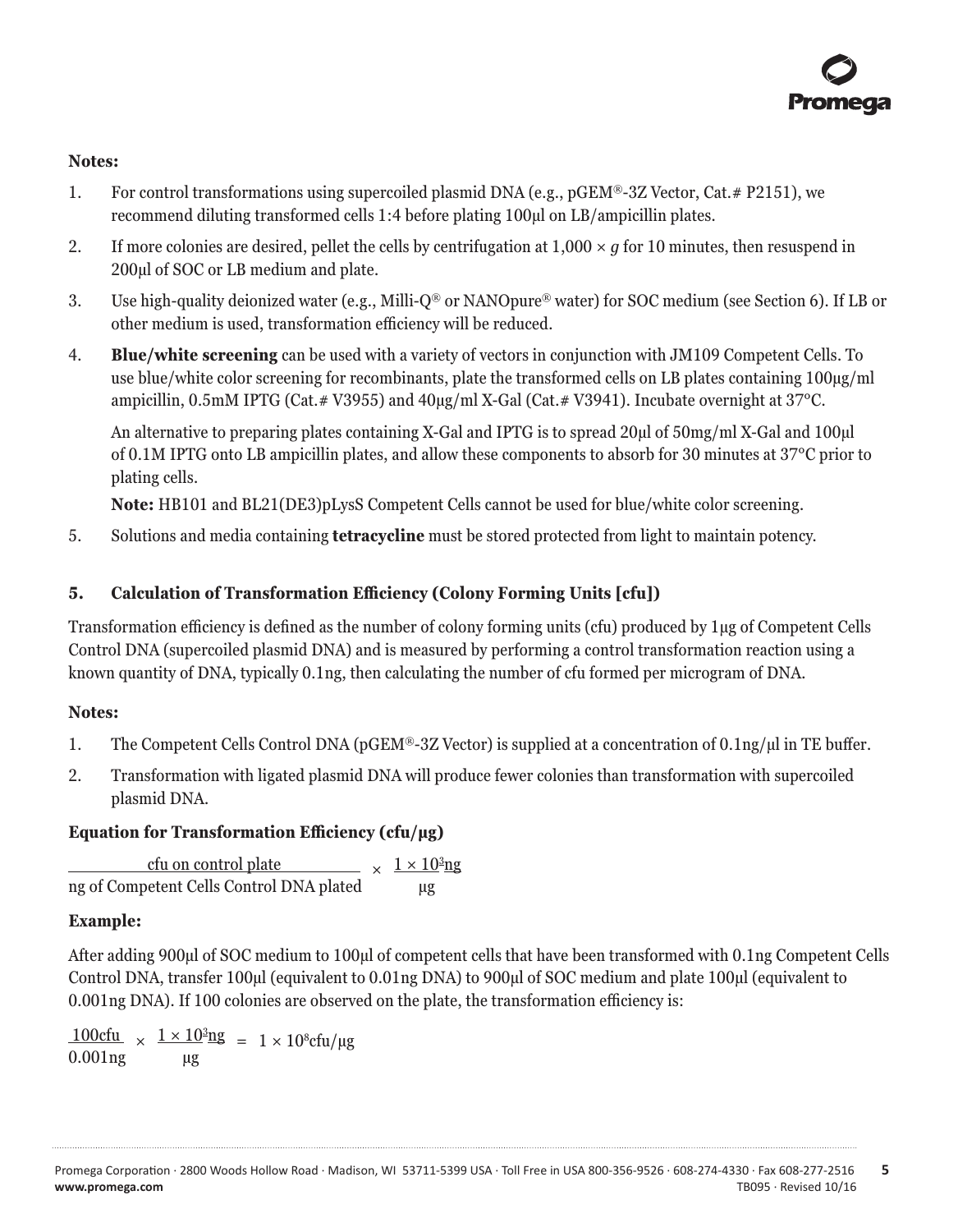**Notes:**

1. For control transformations using supercoiled plasmid DNA (e.g., pGEM®-3Z Vector, Cat.# P2151), we recommend diluting transformed cells 1:4 before plating 100µl on LB/ampicillin plates.
2. If more colonies are desired, pellet the cells by centrifugation at $1,000 \times g$ for 10 minutes, then resuspend in 200µl of SOC or LB medium and plate.
3. Use high-quality deionized water (e.g., Milli-Q® or NANOpure® water) for SOC medium (see Section 6). If LB or other medium is used, transformation efficiency will be reduced.
4. **Blue/white screening** can be used with a variety of vectors in conjunction with JM109 Competent Cells. To use blue/white color screening for recombinants, plate the transformed cells on LB plates containing 100µg/ml ampicillin, 0.5mM IPTG (Cat.# V3955) and 40µg/ml X-Gal (Cat.# V3941). Incubate overnight at 37°C.

   An alternative to preparing plates containing X-Gal and IPTG is to spread 20µl of 50mg/ml X-Gal and 100µl of 0.1M IPTG onto LB ampicillin plates, and allow these components to absorb for 30 minutes at 37°C prior to plating cells.

   **Note:** HB101 and BL21(DE3)pLysS Competent Cells cannot be used for blue/white color screening.
5. Solutions and media containing **tetracycline** must be stored protected from light to maintain potency.

## 5. Calculation of Transformation Efficiency (Colony Forming Units [cfu])

Transformation efficiency is defined as the number of colony forming units (cfu) produced by 1µg of Competent Cells Control DNA (supercoiled plasmid DNA) and is measured by performing a control transformation reaction using a known quantity of DNA, typically 0.1ng, then calculating the number of cfu formed per microgram of DNA.

**Notes:**

1. The Competent Cells Control DNA (pGEM®-3Z Vector) is supplied at a concentration of 0.1ng/µl in TE buffer.
2. Transformation with ligated plasmid DNA will produce fewer colonies than transformation with supercoiled plasmid DNA.

**Equation for Transformation Efficiency (cfu/µg)**

$$\frac{\text{cfu on control plate}}{\text{ng of Competent Cells Control DNA plated}} \times \frac{1 \times 10^3\,\text{ng}}{\mu\text{g}}$$

**Example:**

After adding 900µl of SOC medium to 100µl of competent cells that have been transformed with 0.1ng Competent Cells Control DNA, transfer 100µl (equivalent to 0.01ng DNA) to 900µl of SOC medium and plate 100µl (equivalent to 0.001ng DNA). If 100 colonies are observed on the plate, the transformation efficiency is:

$$\frac{100\text{cfu}}{0.001\text{ng}} \times \frac{1 \times 10^3\,\text{ng}}{\mu\text{g}} = 1 \times 10^8\,\text{cfu}/\mu\text{g}$$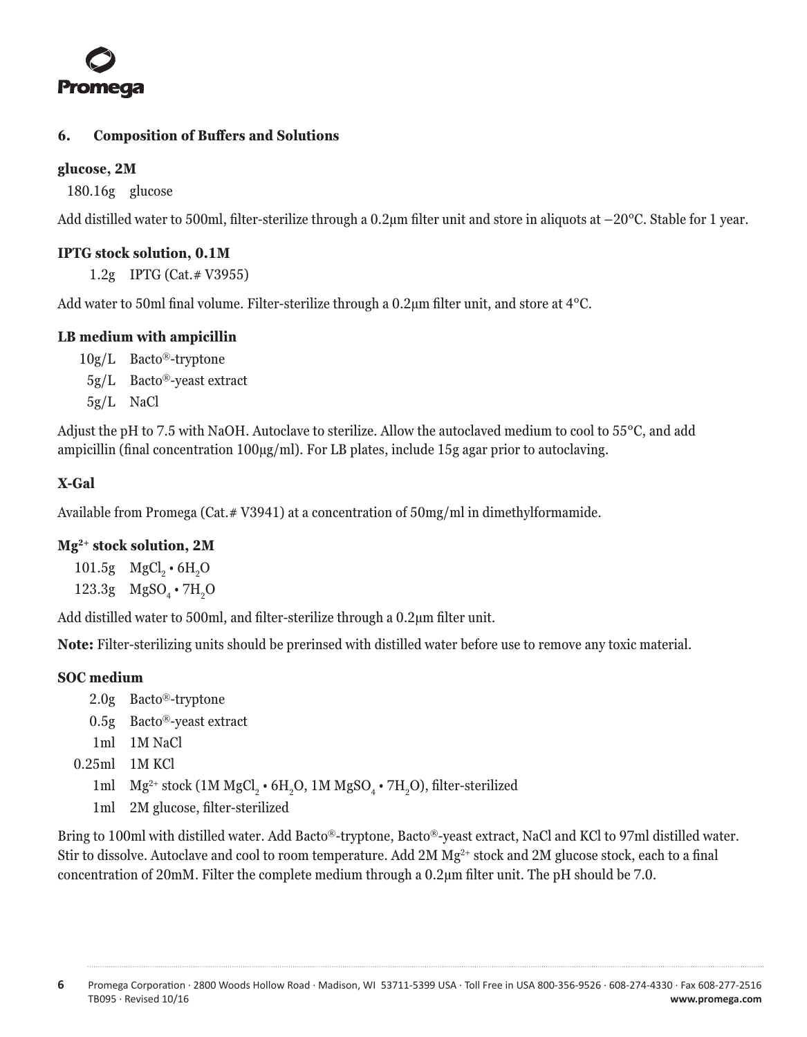## 6. Composition of Buffers and Solutions

### glucose, 2M

180.16g glucose

Add distilled water to 500ml, filter-sterilize through a 0.2µm filter unit and store in aliquots at –20°C. Stable for 1 year.

### IPTG stock solution, 0.1M

1.2g IPTG (Cat.# V3955)

Add water to 50ml final volume. Filter-sterilize through a 0.2µm filter unit, and store at 4°C.

### LB medium with ampicillin

10g/L Bacto®-tryptone
5g/L Bacto®-yeast extract
5g/L NaCl

Adjust the pH to 7.5 with NaOH. Autoclave to sterilize. Allow the autoclaved medium to cool to 55°C, and add ampicillin (final concentration 100µg/ml). For LB plates, include 15g agar prior to autoclaving.

### X-Gal

Available from Promega (Cat.# V3941) at a concentration of 50mg/ml in dimethylformamide.

### $Mg^{2+}$ stock solution, 2M

101.5g $MgCl_2 \cdot 6H_2O$
123.3g $MgSO_4 \cdot 7H_2O$

Add distilled water to 500ml, and filter-sterilize through a 0.2µm filter unit.

**Note:** Filter-sterilizing units should be prerinsed with distilled water before use to remove any toxic material.

### SOC medium

2.0g Bacto®-tryptone
0.5g Bacto®-yeast extract
1ml 1M NaCl
0.25ml 1M KCl
1ml $Mg^{2+}$ stock (1M $MgCl_2 \cdot 6H_2O$, 1M $MgSO_4 \cdot 7H_2O$), filter-sterilized
1ml 2M glucose, filter-sterilized

Bring to 100ml with distilled water. Add Bacto®-tryptone, Bacto®-yeast extract, NaCl and KCl to 97ml distilled water. Stir to dissolve. Autoclave and cool to room temperature. Add 2M $Mg^{2+}$ stock and 2M glucose stock, each to a final concentration of 20mM. Filter the complete medium through a 0.2µm filter unit. The pH should be 7.0.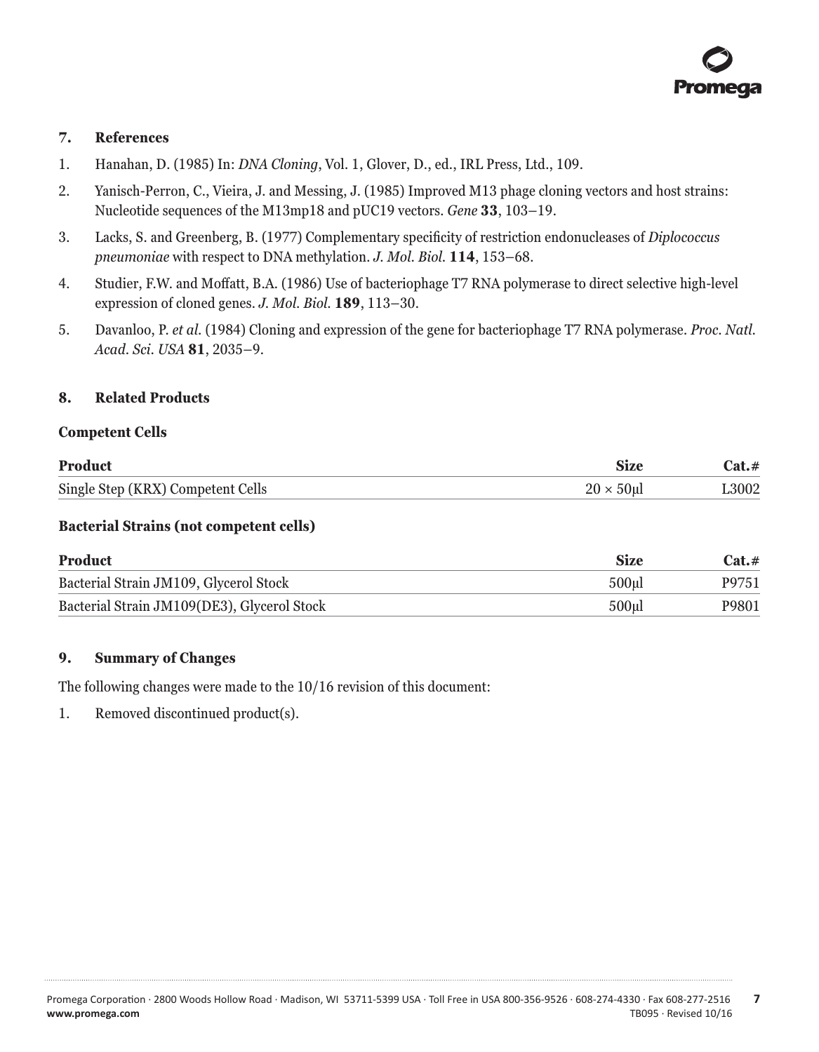## 7. References

1. Hanahan, D. (1985) In: *DNA Cloning*, Vol. 1, Glover, D., ed., IRL Press, Ltd., 109.
2. Yanisch-Perron, C., Vieira, J. and Messing, J. (1985) Improved M13 phage cloning vectors and host strains: Nucleotide sequences of the M13mp18 and pUC19 vectors. *Gene* **33**, 103–19.
3. Lacks, S. and Greenberg, B. (1977) Complementary specificity of restriction endonucleases of *Diplococcus pneumoniae* with respect to DNA methylation. *J. Mol. Biol.* **114**, 153–68.
4. Studier, F.W. and Moffatt, B.A. (1986) Use of bacteriophage T7 RNA polymerase to direct selective high-level expression of cloned genes. *J. Mol. Biol.* **189**, 113–30.
5. Davanloo, P. *et al.* (1984) Cloning and expression of the gene for bacteriophage T7 RNA polymerase. *Proc. Natl. Acad. Sci. USA* **81**, 2035–9.

## 8. Related Products

### Competent Cells

| Product | Size | Cat.# |
| --- | --- | --- |
| Single Step (KRX) Competent Cells | 20 × 50µl | L3002 |

### Bacterial Strains (not competent cells)

| Product | Size | Cat.# |
| --- | --- | --- |
| Bacterial Strain JM109, Glycerol Stock | 500µl | P9751 |
| Bacterial Strain JM109(DE3), Glycerol Stock | 500µl | P9801 |

## 9. Summary of Changes

The following changes were made to the 10/16 revision of this document:

1. Removed discontinued product(s).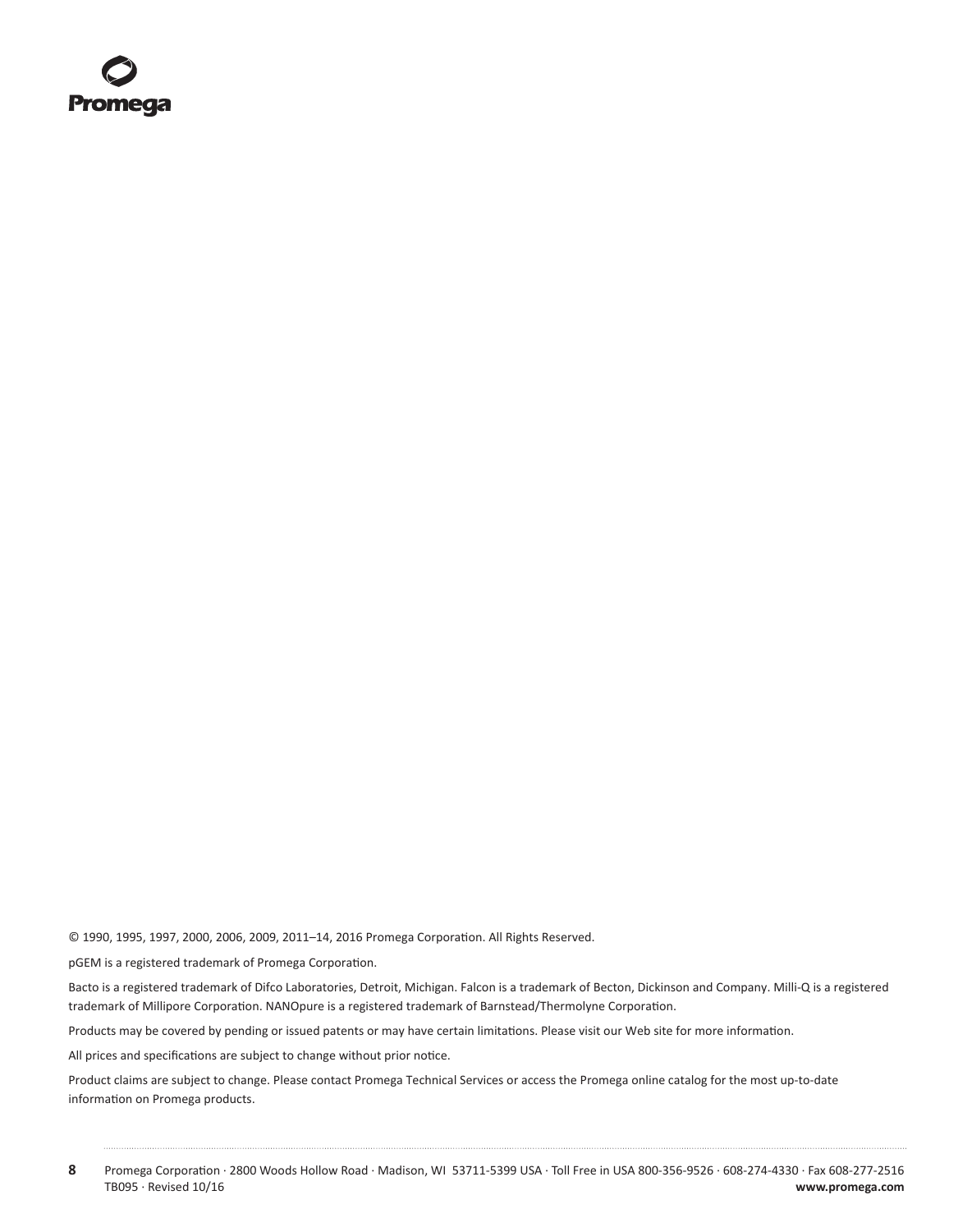© 1990, 1995, 1997, 2000, 2006, 2009, 2011–14, 2016 Promega Corporation. All Rights Reserved.

pGEM is a registered trademark of Promega Corporation.

Bacto is a registered trademark of Difco Laboratories, Detroit, Michigan. Falcon is a trademark of Becton, Dickinson and Company. Milli-Q is a registered trademark of Millipore Corporation. NANOpure is a registered trademark of Barnstead/Thermolyne Corporation.

Products may be covered by pending or issued patents or may have certain limitations. Please visit our Web site for more information.

All prices and specifications are subject to change without prior notice.

Product claims are subject to change. Please contact Promega Technical Services or access the Promega online catalog for the most up-to-date information on Promega products.